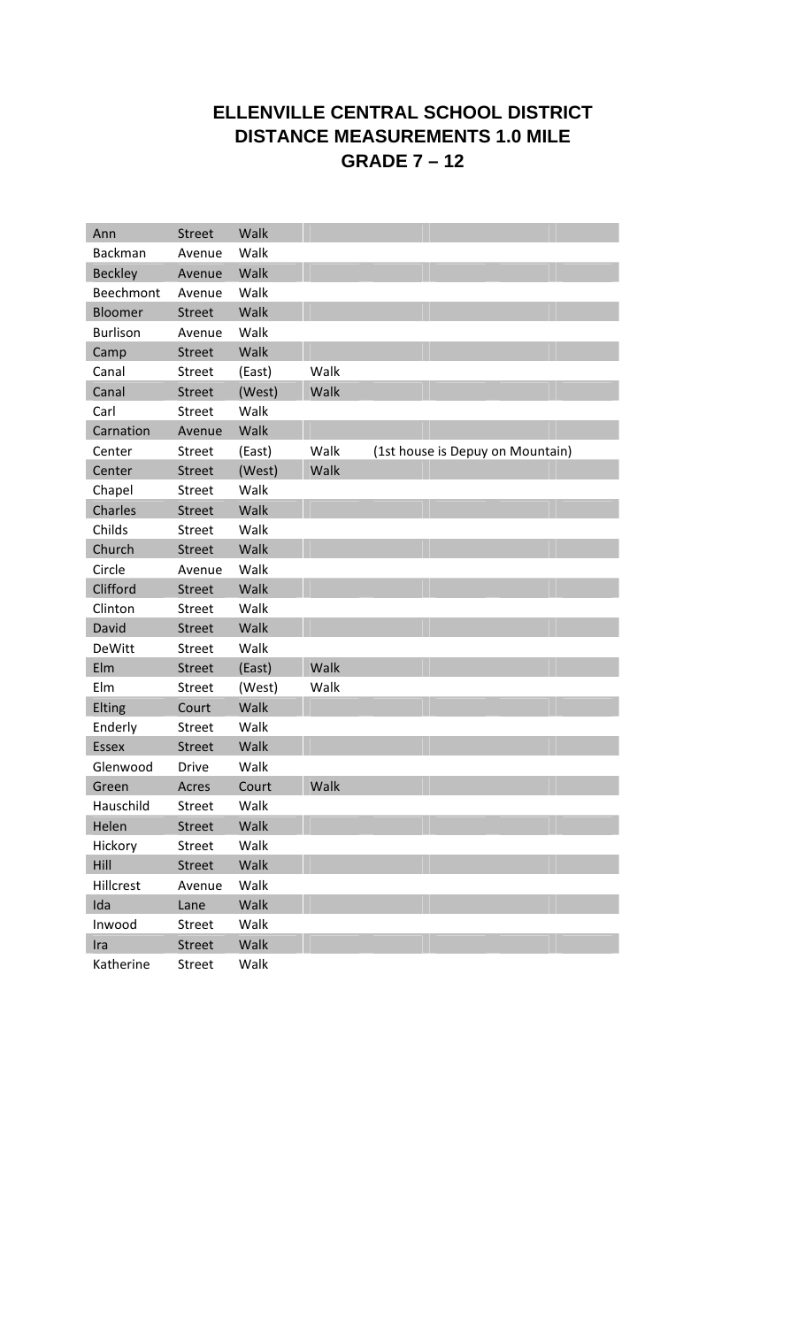# ELLENVILLE CENTRAL SCHOOL DISTRICT
## DISTANCE MEASUREMENTS 1.0 MILE
## GRADE 7 – 12

| | | | | |
|---|---|---|---|---|
| Ann | Street | Walk | | |
| Backman | Avenue | Walk | | |
| Beckley | Avenue | Walk | | |
| Beechmont | Avenue | Walk | | |
| Bloomer | Street | Walk | | |
| Burlison | Avenue | Walk | | |
| Camp | Street | Walk | | |
| Canal | Street | (East) | Walk | |
| Canal | Street | (West) | Walk | |
| Carl | Street | Walk | | |
| Carnation | Avenue | Walk | | |
| Center | Street | (East) | Walk | (1st house is Depuy on Mountain) |
| Center | Street | (West) | Walk | |
| Chapel | Street | Walk | | |
| Charles | Street | Walk | | |
| Childs | Street | Walk | | |
| Church | Street | Walk | | |
| Circle | Avenue | Walk | | |
| Clifford | Street | Walk | | |
| Clinton | Street | Walk | | |
| David | Street | Walk | | |
| DeWitt | Street | Walk | | |
| Elm | Street | (East) | Walk | |
| Elm | Street | (West) | Walk | |
| Elting | Court | Walk | | |
| Enderly | Street | Walk | | |
| Essex | Street | Walk | | |
| Glenwood | Drive | Walk | | |
| Green | Acres | Court | Walk | |
| Hauschild | Street | Walk | | |
| Helen | Street | Walk | | |
| Hickory | Street | Walk | | |
| Hill | Street | Walk | | |
| Hillcrest | Avenue | Walk | | |
| Ida | Lane | Walk | | |
| Inwood | Street | Walk | | |
| Ira | Street | Walk | | |
| Katherine | Street | Walk | | |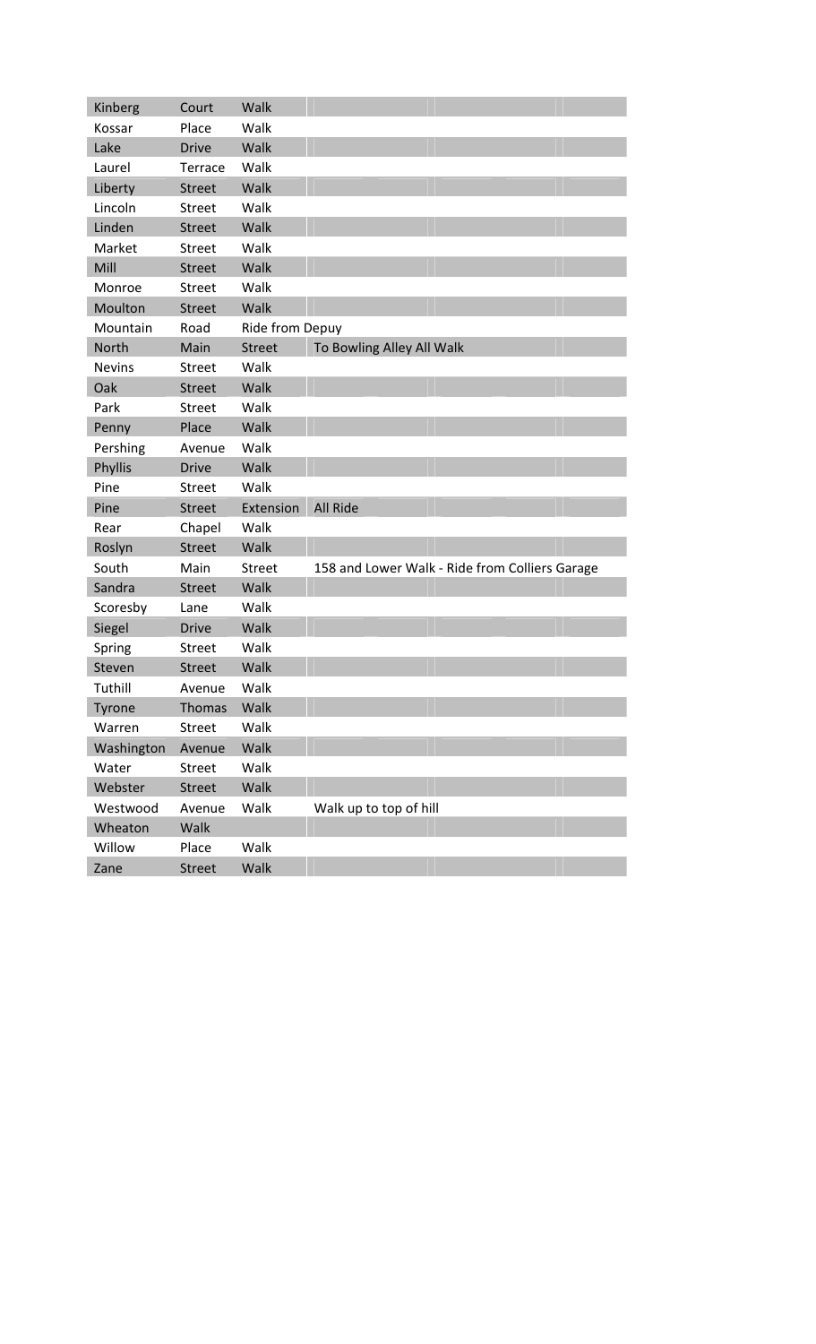| | | | |
|---|---|---|---|
| Kinberg | Court | Walk | |
| Kossar | Place | Walk | |
| Lake | Drive | Walk | |
| Laurel | Terrace | Walk | |
| Liberty | Street | Walk | |
| Lincoln | Street | Walk | |
| Linden | Street | Walk | |
| Market | Street | Walk | |
| Mill | Street | Walk | |
| Monroe | Street | Walk | |
| Moulton | Street | Walk | |
| Mountain | Road | Ride from Depuy | |
| North | Main | Street | To Bowling Alley All Walk |
| Nevins | Street | Walk | |
| Oak | Street | Walk | |
| Park | Street | Walk | |
| Penny | Place | Walk | |
| Pershing | Avenue | Walk | |
| Phyllis | Drive | Walk | |
| Pine | Street | Walk | |
| Pine | Street | Extension | All Ride |
| Rear | Chapel | Walk | |
| Roslyn | Street | Walk | |
| South | Main | Street | 158 and Lower Walk - Ride from Colliers Garage |
| Sandra | Street | Walk | |
| Scoresby | Lane | Walk | |
| Siegel | Drive | Walk | |
| Spring | Street | Walk | |
| Steven | Street | Walk | |
| Tuthill | Avenue | Walk | |
| Tyrone | Thomas | Walk | |
| Warren | Street | Walk | |
| Washington | Avenue | Walk | |
| Water | Street | Walk | |
| Webster | Street | Walk | |
| Westwood | Avenue | Walk | Walk up to top of hill |
| Wheaton | Walk | | |
| Willow | Place | Walk | |
| Zane | Street | Walk | |